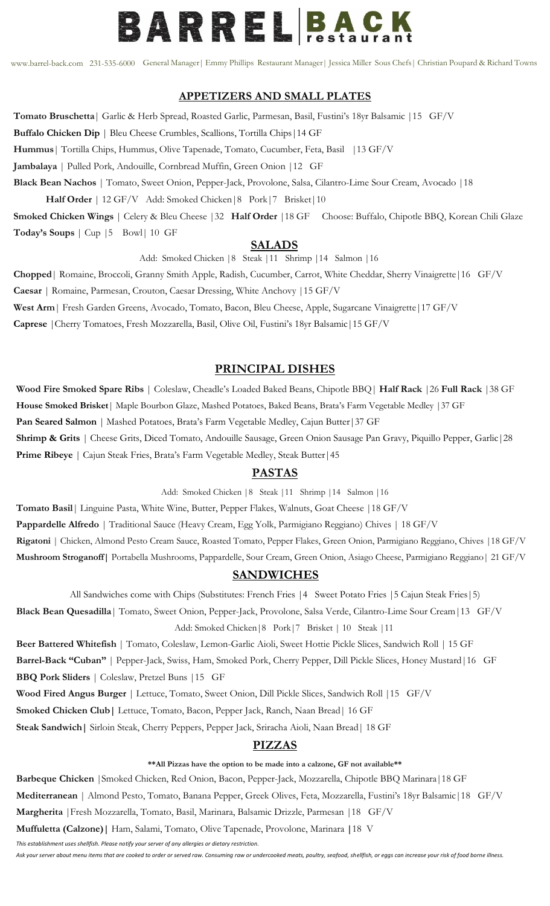# BARREL|BACK restaurant

www.barrel-back.com 231-535-6000 General Manager| Emmy Phillips Restaurant Manager| Jessica Miller Sous Chefs| Christian Poupard & Richard Towns

## APPETIZERS AND SMALL PLATES

**Tomato Bruschetta**| Garlic & Herb Spread, Roasted Garlic, Parmesan, Basil, Fustini's 18yr Balsamic |15 GF/V

**Buffalo Chicken Dip** | Bleu Cheese Crumbles, Scallions, Tortilla Chips|14 GF

**Hummus**| Tortilla Chips, Hummus, Olive Tapenade, Tomato, Cucumber, Feta, Basil |13 GF/V

**Jambalaya** | Pulled Pork, Andouille, Cornbread Muffin, Green Onion |12 GF

**Black Bean Nachos** | Tomato, Sweet Onion, Pepper-Jack, Provolone, Salsa, Cilantro-Lime Sour Cream, Avocado |18

**Half Order** | 12 GF/V Add: Smoked Chicken|8 Pork|7 Brisket|10

**Smoked Chicken Wings** | Celery & Bleu Cheese |32 **Half Order** |18 GF Choose: Buffalo, Chipotle BBQ, Korean Chili Glaze

**Today's Soups** | Cup |5 Bowl| 10 GF

## SALADS

Add: Smoked Chicken |8 Steak |11 Shrimp |14 Salmon |16

**Chopped**| Romaine, Broccoli, Granny Smith Apple, Radish, Cucumber, Carrot, White Cheddar, Sherry Vinaigrette|16 GF/V

**Caesar** | Romaine, Parmesan, Crouton, Caesar Dressing, White Anchovy |15 GF/V

**West Arm**| Fresh Garden Greens, Avocado, Tomato, Bacon, Bleu Cheese, Apple, Sugarcane Vinaigrette|17 GF/V

**Caprese** |Cherry Tomatoes, Fresh Mozzarella, Basil, Olive Oil, Fustini's 18yr Balsamic|15 GF/V

## PRINCIPAL DISHES

**Wood Fire Smoked Spare Ribs** | Coleslaw, Cheadle's Loaded Baked Beans, Chipotle BBQ| **Half Rack** |26 **Full Rack** |38 GF

**House Smoked Brisket**| Maple Bourbon Glaze, Mashed Potatoes, Baked Beans, Brata's Farm Vegetable Medley |37 GF

**Pan Seared Salmon** | Mashed Potatoes, Brata's Farm Vegetable Medley, Cajun Butter|37 GF

**Shrimp & Grits** | Cheese Grits, Diced Tomato, Andouille Sausage, Green Onion Sausage Pan Gravy, Piquillo Pepper, Garlic|28

**Prime Ribeye** | Cajun Steak Fries, Brata's Farm Vegetable Medley, Steak Butter|45

## PASTAS

Add: Smoked Chicken |8 Steak |11 Shrimp |14 Salmon |16

**Tomato Basil**| Linguine Pasta, White Wine, Butter, Pepper Flakes, Walnuts, Goat Cheese |18 GF/V

**Pappardelle Alfredo** | Traditional Sauce (Heavy Cream, Egg Yolk, Parmigiano Reggiano) Chives | 18 GF/V

**Rigatoni** | Chicken, Almond Pesto Cream Sauce, Roasted Tomato, Pepper Flakes, Green Onion, Parmigiano Reggiano, Chives |18 GF/V

**Mushroom Stroganoff|** Portabella Mushrooms, Pappardelle, Sour Cream, Green Onion, Asiago Cheese, Parmigiano Reggiano| 21 GF/V

## SANDWICHES

All Sandwiches come with Chips (Substitutes: French Fries |4 Sweet Potato Fries |5 Cajun Steak Fries|5)

**Black Bean Quesadilla**| Tomato, Sweet Onion, Pepper-Jack, Provolone, Salsa Verde, Cilantro-Lime Sour Cream|13 GF/V

Add: Smoked Chicken|8 Pork|7 Brisket | 10 Steak |11

**Beer Battered Whitefish** | Tomato, Coleslaw, Lemon-Garlic Aioli, Sweet Hottie Pickle Slices, Sandwich Roll | 15 GF

**Barrel-Back "Cuban"** | Pepper-Jack, Swiss, Ham, Smoked Pork, Cherry Pepper, Dill Pickle Slices, Honey Mustard|16 GF

**BBQ Pork Sliders** | Coleslaw, Pretzel Buns |15 GF

**Wood Fired Angus Burger** | Lettuce, Tomato, Sweet Onion, Dill Pickle Slices, Sandwich Roll |15 GF/V

**Smoked Chicken Club|** Lettuce, Tomato, Bacon, Pepper Jack, Ranch, Naan Bread| 16 GF

**Steak Sandwich|** Sirloin Steak, Cherry Peppers, Pepper Jack, Sriracha Aioli, Naan Bread| 18 GF

## PIZZAS

**\*\*All Pizzas have the option to be made into a calzone, GF not available\*\***

**Barbeque Chicken** |Smoked Chicken, Red Onion, Bacon, Pepper-Jack, Mozzarella, Chipotle BBQ Marinara|18 GF

**Mediterranean** | Almond Pesto, Tomato, Banana Pepper, Greek Olives, Feta, Mozzarella, Fustini's 18yr Balsamic|18 GF/V

**Margherita** |Fresh Mozzarella, Tomato, Basil, Marinara, Balsamic Drizzle, Parmesan |18 GF/V

**Muffuletta (Calzone)|** Ham, Salami, Tomato, Olive Tapenade, Provolone, Marinara **|**18 V

*This establishment uses shellfish. Please notify your server of any allergies or dietary restriction.*

*Ask your server about menu items that are cooked to order or served raw. Consuming raw or undercooked meats, poultry, seafood, shellfish, or eggs can increase your risk of food borne illness.*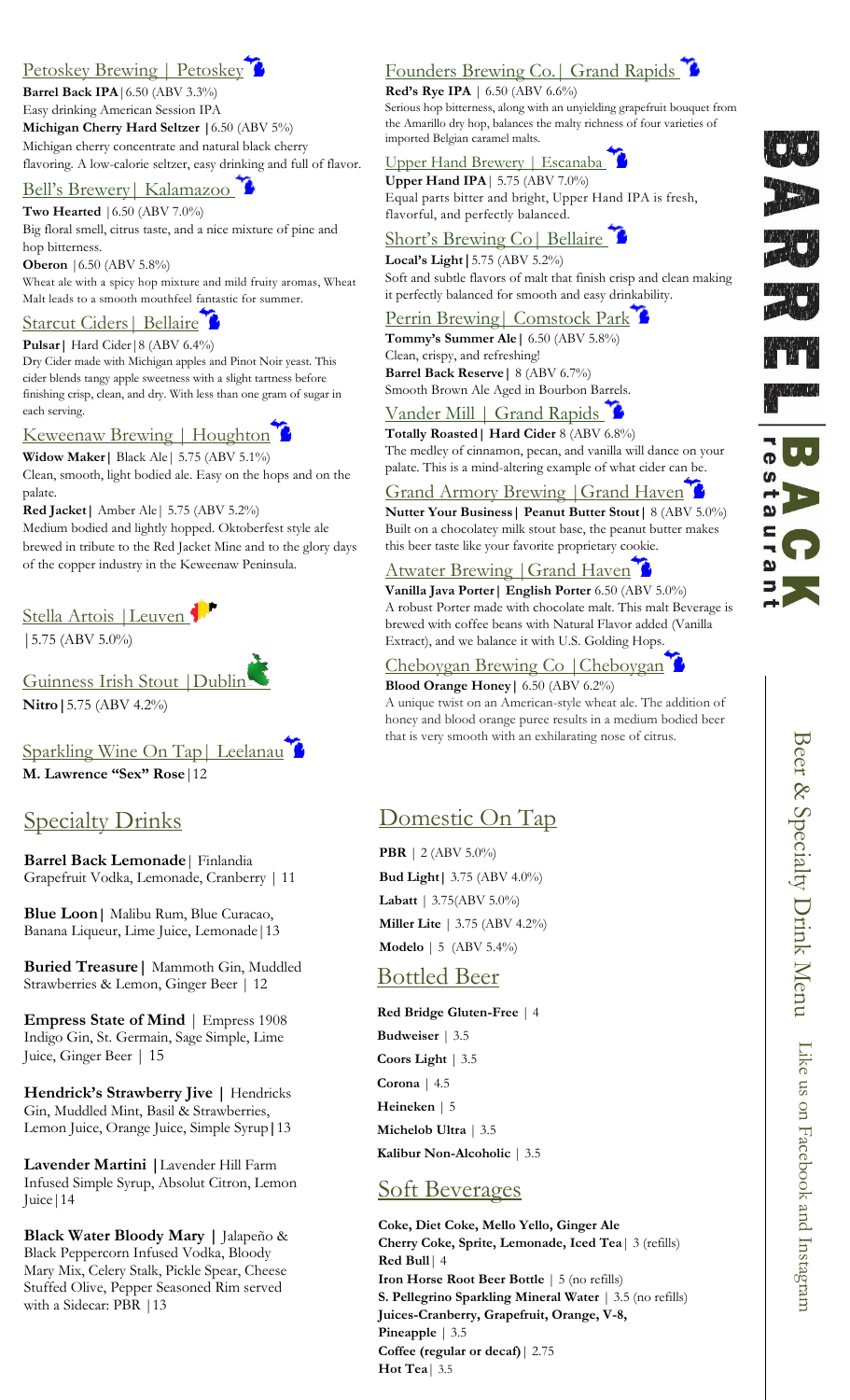## Petoskey Brewing | Petoskey

**Barrel Back IPA** | 6.50 (ABV 3.3%)
Easy drinking American Session IPA

**Michigan Cherry Hard Seltzer** | 6.50 (ABV 5%)
Michigan cherry concentrate and natural black cherry flavoring. A low-calorie seltzer, easy drinking and full of flavor.

## Bell's Brewery | Kalamazoo

**Two Hearted** | 6.50 (ABV 7.0%)
Big floral smell, citrus taste, and a nice mixture of pine and hop bitterness.

**Oberon** | 6.50 (ABV 5.8%)
Wheat ale with a spicy hop mixture and mild fruity aromas, Wheat Malt leads to a smooth mouthfeel fantastic for summer.

## Starcut Ciders | Bellaire

**Pulsar** | Hard Cider | 8 (ABV 6.4%)
Dry Cider made with Michigan apples and Pinot Noir yeast. This cider blends tangy apple sweetness with a slight tartness before finishing crisp, clean, and dry. With less than one gram of sugar in each serving.

## Keweenaw Brewing | Houghton

**Widow Maker** | Black Ale | 5.75 (ABV 5.1%)
Clean, smooth, light bodied ale. Easy on the hops and on the palate.

**Red Jacket** | Amber Ale | 5.75 (ABV 5.2%)
Medium bodied and lightly hopped. Oktoberfest style ale brewed in tribute to the Red Jacket Mine and to the glory days of the copper industry in the Keweenaw Peninsula.

## Stella Artois | Leuven

| 5.75 (ABV 5.0%)

## Guinness Irish Stout | Dublin

**Nitro** | 5.75 (ABV 4.2%)

## Sparkling Wine On Tap | Leelanau

**M. Lawrence "Sex" Rose** | 12

## Founders Brewing Co. | Grand Rapids

**Red's Rye IPA** | 6.50 (ABV 6.6%)
Serious hop bitterness, along with an unyielding grapefruit bouquet from the Amarillo dry hop, balances the malty richness of four varieties of imported Belgian caramel malts.

## Upper Hand Brewery | Escanaba

**Upper Hand IPA** | 5.75 (ABV 7.0%)
Equal parts bitter and bright, Upper Hand IPA is fresh, flavorful, and perfectly balanced.

## Short's Brewing Co | Bellaire

**Local's Light** | 5.75 (ABV 5.2%)
Soft and subtle flavors of malt that finish crisp and clean making it perfectly balanced for smooth and easy drinkability.

## Perrin Brewing | Comstock Park

**Tommy's Summer Ale** | 6.50 (ABV 5.8%)
Clean, crispy, and refreshing!

**Barrel Back Reserve** | 8 (ABV 6.7%)
Smooth Brown Ale Aged in Bourbon Barrels.

## Vander Mill | Grand Rapids

**Totally Roasted** | **Hard Cider** 8 (ABV 6.8%)
The medley of cinnamon, pecan, and vanilla will dance on your palate. This is a mind-altering example of what cider can be.

## Grand Armory Brewing | Grand Haven

**Nutter Your Business** | **Peanut Butter Stout** | 8 (ABV 5.0%)
Built on a chocolatey milk stout base, the peanut butter makes this beer taste like your favorite proprietary cookie.

## Atwater Brewing | Grand Haven

**Vanilla Java Porter** | **English Porter** 6.50 (ABV 5.0%)
A robust Porter made with chocolate malt. This malt Beverage is brewed with coffee beans with Natural Flavor added (Vanilla Extract), and we balance it with U.S. Golding Hops.

## Cheboygan Brewing Co | Cheboygan

**Blood Orange Honey** | 6.50 (ABV 6.2%)
A unique twist on an American-style wheat ale. The addition of honey and blood orange puree results in a medium bodied beer that is very smooth with an exhilarating nose of citrus.

# Specialty Drinks

**Barrel Back Lemonade** | Finlandia Grapefruit Vodka, Lemonade, Cranberry | 11

**Blue Loon** | Malibu Rum, Blue Curacao, Banana Liqueur, Lime Juice, Lemonade | 13

**Buried Treasure** | Mammoth Gin, Muddled Strawberries & Lemon, Ginger Beer | 12

**Empress State of Mind** | Empress 1908 Indigo Gin, St. Germain, Sage Simple, Lime Juice, Ginger Beer | 15

**Hendrick's Strawberry Jive** | Hendricks Gin, Muddled Mint, Basil & Strawberries, Lemon Juice, Orange Juice, Simple Syrup | 13

**Lavender Martini** | Lavender Hill Farm Infused Simple Syrup, Absolut Citron, Lemon Juice | 14

**Black Water Bloody Mary** | Jalapeño & Black Peppercorn Infused Vodka, Bloody Mary Mix, Celery Stalk, Pickle Spear, Cheese Stuffed Olive, Pepper Seasoned Rim served with a Sidecar: PBR | 13

# Domestic On Tap

**PBR** | 2 (ABV 5.0%)
**Bud Light** | 3.75 (ABV 4.0%)
**Labatt** | 3.75(ABV 5.0%)
**Miller Lite** | 3.75 (ABV 4.2%)
**Modelo** | 5 (ABV 5.4%)

# Bottled Beer

**Red Bridge Gluten-Free** | 4
**Budweiser** | 3.5
**Coors Light** | 3.5
**Corona** | 4.5
**Heineken** | 5
**Michelob Ultra** | 3.5
**Kalibur Non-Alcoholic** | 3.5

# Soft Beverages

**Coke, Diet Coke, Mello Yello, Ginger Ale**
**Cherry Coke, Sprite, Lemonade, Iced Tea** | 3 (refills)
**Red Bull** | 4
**Iron Horse Root Beer Bottle** | 5 (no refills)
**S. Pellegrino Sparkling Mineral Water** | 3.5 (no refills)
**Juices-Cranberry, Grapefruit, Orange, V-8, Pineapple** | 3.5
**Coffee (regular or decaf)** | 2.75
**Hot Tea** | 3.5

BARREL BACK restaurant

Beer & Specialty Drink Menu

Like us on Facebook and Instagram